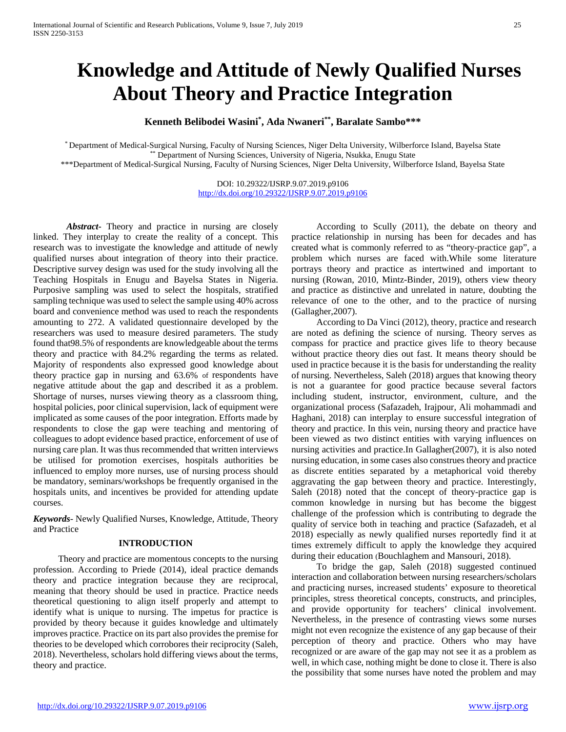# Knowledge and Attitude of Newly Qualified Nurses About Theory and Practice Integration

**Kenneth Belibodei Wasini[*], Ada Nwaneri[**], Baralate Sambo[***]**

[*] Department of Medical-Surgical Nursing, Faculty of Nursing Sciences, Niger Delta University, Wilberforce Island, Bayelsa State
[**] Department of Nursing Sciences, University of Nigeria, Nsukka, Enugu State
[***] Department of Medical-Surgical Nursing, Faculty of Nursing Sciences, Niger Delta University, Wilberforce Island, Bayelsa State

DOI: 10.29322/IJSRP.9.07.2019.p9106
http://dx.doi.org/10.29322/IJSRP.9.07.2019.p9106

***Abstract***- Theory and practice in nursing are closely linked. They interplay to create the reality of a concept. This research was to investigate the knowledge and attitude of newly qualified nurses about integration of theory into their practice. Descriptive survey design was used for the study involving all the Teaching Hospitals in Enugu and Bayelsa States in Nigeria. Purposive sampling was used to select the hospitals, stratified sampling technique was used to select the sample using 40% across board and convenience method was used to reach the respondents amounting to 272. A validated questionnaire developed by the researchers was used to measure desired parameters. The study found that98.5% of respondents are knowledgeable about the terms theory and practice with 84.2% regarding the terms as related. Majority of respondents also expressed good knowledge about theory practice gap in nursing and 63.6% of respondents have negative attitude about the gap and described it as a problem. Shortage of nurses, nurses viewing theory as a classroom thing, hospital policies, poor clinical supervision, lack of equipment were implicated as some causes of the poor integration. Efforts made by respondents to close the gap were teaching and mentoring of colleagues to adopt evidence based practice, enforcement of use of nursing care plan. It was thus recommended that written interviews be utilised for promotion exercises, hospitals authorities be influenced to employ more nurses, use of nursing process should be mandatory, seminars/workshops be frequently organised in the hospitals units, and incentives be provided for attending update courses.

***Keywords***- Newly Qualified Nurses, Knowledge, Attitude, Theory and Practice

## INTRODUCTION

Theory and practice are momentous concepts to the nursing profession. According to Priede (2014), ideal practice demands theory and practice integration because they are reciprocal, meaning that theory should be used in practice. Practice needs theoretical questioning to align itself properly and attempt to identify what is unique to nursing. The impetus for practice is provided by theory because it guides knowledge and ultimately improves practice. Practice on its part also provides the premise for theories to be developed which corrobores their reciprocity (Saleh, 2018). Nevertheless, scholars hold differing views about the terms, theory and practice.

According to Scully (2011), the debate on theory and practice relationship in nursing has been for decades and has created what is commonly referred to as "theory-practice gap", a problem which nurses are faced with.While some literature portrays theory and practice as intertwined and important to nursing (Rowan, 2010, Mintz-Binder, 2019), others view theory and practice as distinctive and unrelated in nature, doubting the relevance of one to the other, and to the practice of nursing (Gallagher,2007).

According to Da Vinci (2012), theory, practice and research are noted as defining the science of nursing. Theory serves as compass for practice and practice gives life to theory because without practice theory dies out fast. It means theory should be used in practice because it is the basis for understanding the reality of nursing. Nevertheless, Saleh (2018) argues that knowing theory is not a guarantee for good practice because several factors including student, instructor, environment, culture, and the organizational process (Safazadeh, Irajpour, Ali mohammadi and Haghani, 2018) can interplay to ensure successful integration of theory and practice. In this vein, nursing theory and practice have been viewed as two distinct entities with varying influences on nursing activities and practice.In Gallagher(2007), it is also noted nursing education, in some cases also construes theory and practice as discrete entities separated by a metaphorical void thereby aggravating the gap between theory and practice. Interestingly, Saleh (2018) noted that the concept of theory-practice gap is common knowledge in nursing but has become the biggest challenge of the profession which is contributing to degrade the quality of service both in teaching and practice (Safazadeh, et al 2018) especially as newly qualified nurses reportedly find it at times extremely difficult to apply the knowledge they acquired during their education (Bouchlaghem and Mansouri, 2018).

To bridge the gap, Saleh (2018) suggested continued interaction and collaboration between nursing researchers/scholars and practicing nurses, increased students' exposure to theoretical principles, stress theoretical concepts, constructs, and principles, and provide opportunity for teachers' clinical involvement. Nevertheless, in the presence of contrasting views some nurses might not even recognize the existence of any gap because of their perception of theory and practice. Others who may have recognized or are aware of the gap may not see it as a problem as well, in which case, nothing might be done to close it. There is also the possibility that some nurses have noted the problem and may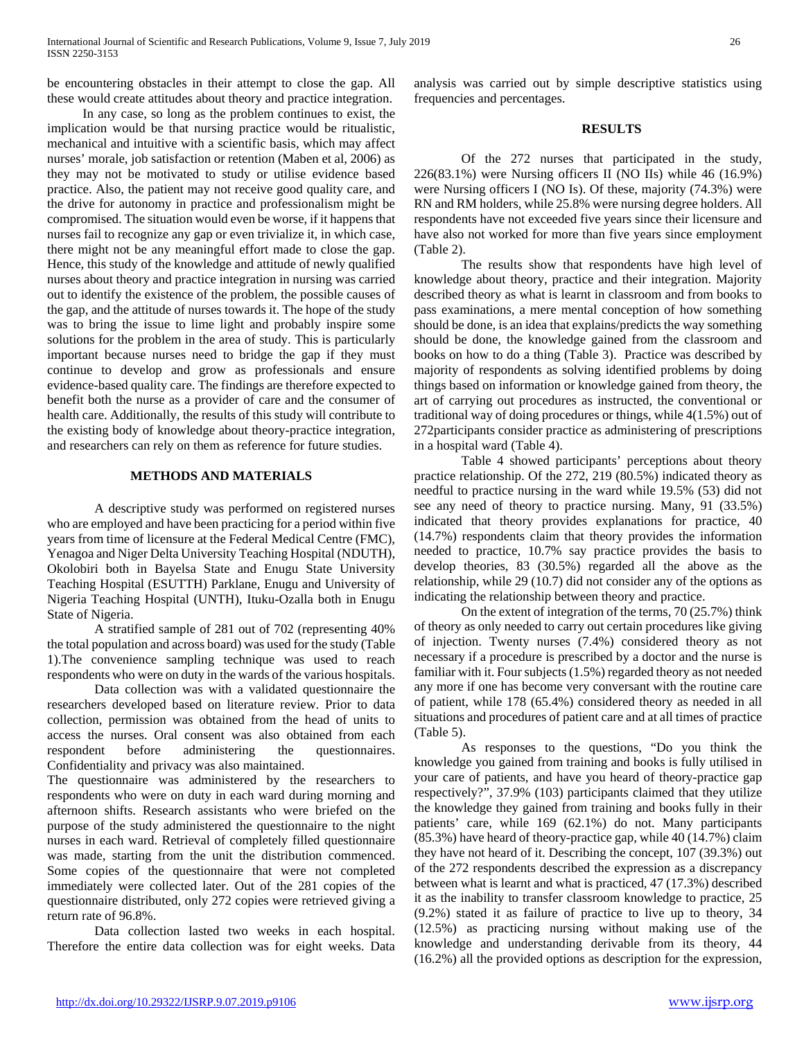be encountering obstacles in their attempt to close the gap. All these would create attitudes about theory and practice integration.

In any case, so long as the problem continues to exist, the implication would be that nursing practice would be ritualistic, mechanical and intuitive with a scientific basis, which may affect nurses' morale, job satisfaction or retention (Maben et al, 2006) as they may not be motivated to study or utilise evidence based practice. Also, the patient may not receive good quality care, and the drive for autonomy in practice and professionalism might be compromised. The situation would even be worse, if it happens that nurses fail to recognize any gap or even trivialize it, in which case, there might not be any meaningful effort made to close the gap. Hence, this study of the knowledge and attitude of newly qualified nurses about theory and practice integration in nursing was carried out to identify the existence of the problem, the possible causes of the gap, and the attitude of nurses towards it. The hope of the study was to bring the issue to lime light and probably inspire some solutions for the problem in the area of study. This is particularly important because nurses need to bridge the gap if they must continue to develop and grow as professionals and ensure evidence-based quality care. The findings are therefore expected to benefit both the nurse as a provider of care and the consumer of health care. Additionally, the results of this study will contribute to the existing body of knowledge about theory-practice integration, and researchers can rely on them as reference for future studies.

## METHODS AND MATERIALS

A descriptive study was performed on registered nurses who are employed and have been practicing for a period within five years from time of licensure at the Federal Medical Centre (FMC), Yenagoa and Niger Delta University Teaching Hospital (NDUTH), Okolobiri both in Bayelsa State and Enugu State University Teaching Hospital (ESUTTH) Parklane, Enugu and University of Nigeria Teaching Hospital (UNTH), Ituku-Ozalla both in Enugu State of Nigeria.

A stratified sample of 281 out of 702 (representing 40% the total population and across board) was used for the study (Table 1).The convenience sampling technique was used to reach respondents who were on duty in the wards of the various hospitals.

Data collection was with a validated questionnaire the researchers developed based on literature review. Prior to data collection, permission was obtained from the head of units to access the nurses. Oral consent was also obtained from each respondent before administering the questionnaires. Confidentiality and privacy was also maintained.

The questionnaire was administered by the researchers to respondents who were on duty in each ward during morning and afternoon shifts. Research assistants who were briefed on the purpose of the study administered the questionnaire to the night nurses in each ward. Retrieval of completely filled questionnaire was made, starting from the unit the distribution commenced. Some copies of the questionnaire that were not completed immediately were collected later. Out of the 281 copies of the questionnaire distributed, only 272 copies were retrieved giving a return rate of 96.8%.

Data collection lasted two weeks in each hospital. Therefore the entire data collection was for eight weeks. Data analysis was carried out by simple descriptive statistics using frequencies and percentages.

## RESULTS

Of the 272 nurses that participated in the study, 226(83.1%) were Nursing officers II (NO IIs) while 46 (16.9%) were Nursing officers I (NO Is). Of these, majority (74.3%) were RN and RM holders, while 25.8% were nursing degree holders. All respondents have not exceeded five years since their licensure and have also not worked for more than five years since employment (Table 2).

The results show that respondents have high level of knowledge about theory, practice and their integration. Majority described theory as what is learnt in classroom and from books to pass examinations, a mere mental conception of how something should be done, is an idea that explains/predicts the way something should be done, the knowledge gained from the classroom and books on how to do a thing (Table 3). Practice was described by majority of respondents as solving identified problems by doing things based on information or knowledge gained from theory, the art of carrying out procedures as instructed, the conventional or traditional way of doing procedures or things, while 4(1.5%) out of 272participants consider practice as administering of prescriptions in a hospital ward (Table 4).

Table 4 showed participants' perceptions about theory practice relationship. Of the 272, 219 (80.5%) indicated theory as needful to practice nursing in the ward while 19.5% (53) did not see any need of theory to practice nursing. Many, 91 (33.5%) indicated that theory provides explanations for practice, 40 (14.7%) respondents claim that theory provides the information needed to practice, 10.7% say practice provides the basis to develop theories, 83 (30.5%) regarded all the above as the relationship, while 29 (10.7) did not consider any of the options as indicating the relationship between theory and practice.

On the extent of integration of the terms, 70 (25.7%) think of theory as only needed to carry out certain procedures like giving of injection. Twenty nurses (7.4%) considered theory as not necessary if a procedure is prescribed by a doctor and the nurse is familiar with it. Four subjects (1.5%) regarded theory as not needed any more if one has become very conversant with the routine care of patient, while 178 (65.4%) considered theory as needed in all situations and procedures of patient care and at all times of practice (Table 5).

As responses to the questions, "Do you think the knowledge you gained from training and books is fully utilised in your care of patients, and have you heard of theory-practice gap respectively?", 37.9% (103) participants claimed that they utilize the knowledge they gained from training and books fully in their patients' care, while 169 (62.1%) do not. Many participants (85.3%) have heard of theory-practice gap, while 40 (14.7%) claim they have not heard of it. Describing the concept, 107 (39.3%) out of the 272 respondents described the expression as a discrepancy between what is learnt and what is practiced, 47 (17.3%) described it as the inability to transfer classroom knowledge to practice, 25 (9.2%) stated it as failure of practice to live up to theory, 34 (12.5%) as practicing nursing without making use of the knowledge and understanding derivable from its theory, 44 (16.2%) all the provided options as description for the expression,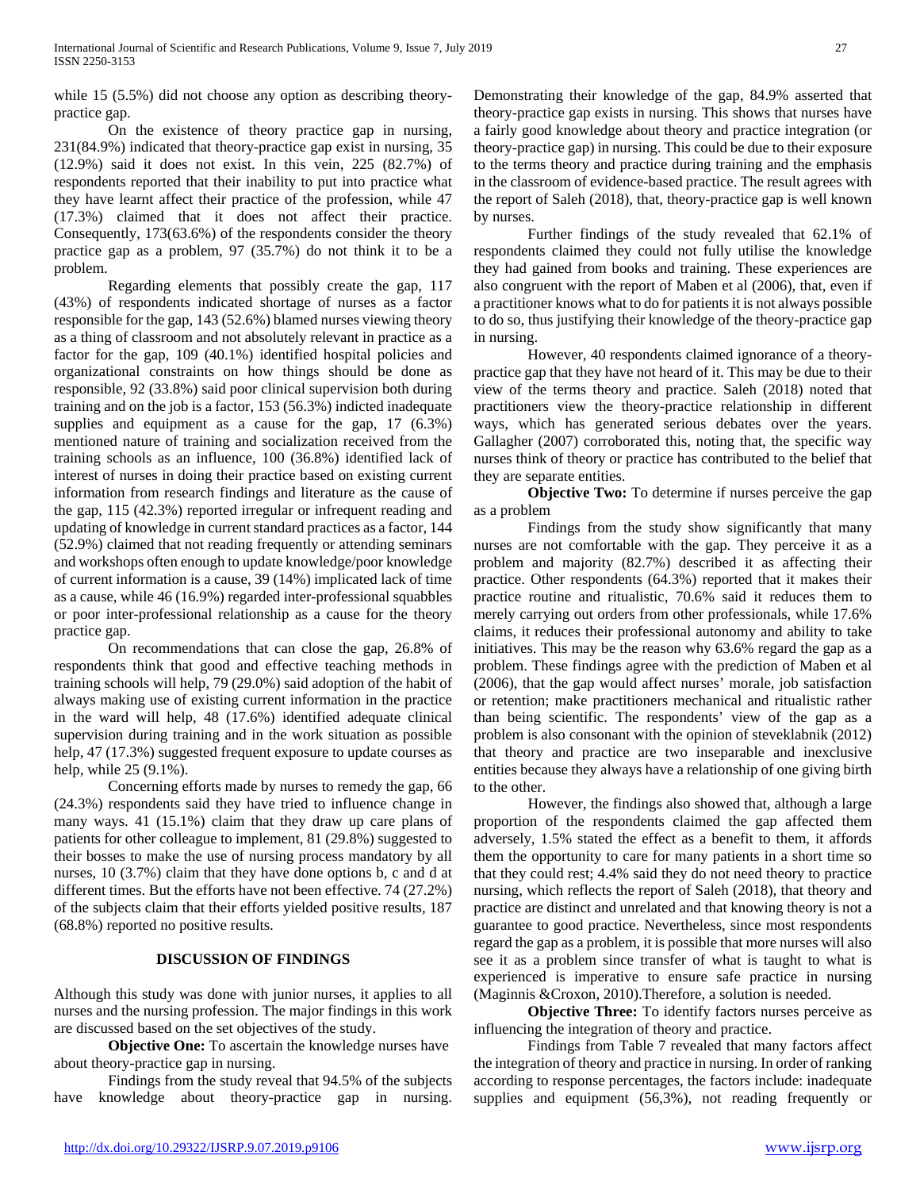while 15 (5.5%) did not choose any option as describing theory-practice gap.

On the existence of theory practice gap in nursing, 231(84.9%) indicated that theory-practice gap exist in nursing, 35 (12.9%) said it does not exist. In this vein, 225 (82.7%) of respondents reported that their inability to put into practice what they have learnt affect their practice of the profession, while 47 (17.3%) claimed that it does not affect their practice. Consequently, 173(63.6%) of the respondents consider the theory practice gap as a problem, 97 (35.7%) do not think it to be a problem.

Regarding elements that possibly create the gap, 117 (43%) of respondents indicated shortage of nurses as a factor responsible for the gap, 143 (52.6%) blamed nurses viewing theory as a thing of classroom and not absolutely relevant in practice as a factor for the gap, 109 (40.1%) identified hospital policies and organizational constraints on how things should be done as responsible, 92 (33.8%) said poor clinical supervision both during training and on the job is a factor, 153 (56.3%) indicted inadequate supplies and equipment as a cause for the gap, 17 (6.3%) mentioned nature of training and socialization received from the training schools as an influence, 100 (36.8%) identified lack of interest of nurses in doing their practice based on existing current information from research findings and literature as the cause of the gap, 115 (42.3%) reported irregular or infrequent reading and updating of knowledge in current standard practices as a factor, 144 (52.9%) claimed that not reading frequently or attending seminars and workshops often enough to update knowledge/poor knowledge of current information is a cause, 39 (14%) implicated lack of time as a cause, while 46 (16.9%) regarded inter-professional squabbles or poor inter-professional relationship as a cause for the theory practice gap.

On recommendations that can close the gap, 26.8% of respondents think that good and effective teaching methods in training schools will help, 79 (29.0%) said adoption of the habit of always making use of existing current information in the practice in the ward will help, 48 (17.6%) identified adequate clinical supervision during training and in the work situation as possible help, 47 (17.3%) suggested frequent exposure to update courses as help, while 25 (9.1%).

Concerning efforts made by nurses to remedy the gap, 66 (24.3%) respondents said they have tried to influence change in many ways. 41 (15.1%) claim that they draw up care plans of patients for other colleague to implement, 81 (29.8%) suggested to their bosses to make the use of nursing process mandatory by all nurses, 10 (3.7%) claim that they have done options b, c and d at different times. But the efforts have not been effective. 74 (27.2%) of the subjects claim that their efforts yielded positive results, 187 (68.8%) reported no positive results.

## DISCUSSION OF FINDINGS

Although this study was done with junior nurses, it applies to all nurses and the nursing profession. The major findings in this work are discussed based on the set objectives of the study.

**Objective One:** To ascertain the knowledge nurses have about theory-practice gap in nursing.

Findings from the study reveal that 94.5% of the subjects have knowledge about theory-practice gap in nursing. Demonstrating their knowledge of the gap, 84.9% asserted that theory-practice gap exists in nursing. This shows that nurses have a fairly good knowledge about theory and practice integration (or theory-practice gap) in nursing. This could be due to their exposure to the terms theory and practice during training and the emphasis in the classroom of evidence-based practice. The result agrees with the report of Saleh (2018), that, theory-practice gap is well known by nurses.

Further findings of the study revealed that 62.1% of respondents claimed they could not fully utilise the knowledge they had gained from books and training. These experiences are also congruent with the report of Maben et al (2006), that, even if a practitioner knows what to do for patients it is not always possible to do so, thus justifying their knowledge of the theory-practice gap in nursing.

However, 40 respondents claimed ignorance of a theory-practice gap that they have not heard of it. This may be due to their view of the terms theory and practice. Saleh (2018) noted that practitioners view the theory-practice relationship in different ways, which has generated serious debates over the years. Gallagher (2007) corroborated this, noting that, the specific way nurses think of theory or practice has contributed to the belief that they are separate entities.

**Objective Two:** To determine if nurses perceive the gap as a problem

Findings from the study show significantly that many nurses are not comfortable with the gap. They perceive it as a problem and majority (82.7%) described it as affecting their practice. Other respondents (64.3%) reported that it makes their practice routine and ritualistic, 70.6% said it reduces them to merely carrying out orders from other professionals, while 17.6% claims, it reduces their professional autonomy and ability to take initiatives. This may be the reason why 63.6% regard the gap as a problem. These findings agree with the prediction of Maben et al (2006), that the gap would affect nurses' morale, job satisfaction or retention; make practitioners mechanical and ritualistic rather than being scientific. The respondents' view of the gap as a problem is also consonant with the opinion of steveklabnik (2012) that theory and practice are two inseparable and inexclusive entities because they always have a relationship of one giving birth to the other.

However, the findings also showed that, although a large proportion of the respondents claimed the gap affected them adversely, 1.5% stated the effect as a benefit to them, it affords them the opportunity to care for many patients in a short time so that they could rest; 4.4% said they do not need theory to practice nursing, which reflects the report of Saleh (2018), that theory and practice are distinct and unrelated and that knowing theory is not a guarantee to good practice. Nevertheless, since most respondents regard the gap as a problem, it is possible that more nurses will also see it as a problem since transfer of what is taught to what is experienced is imperative to ensure safe practice in nursing (Maginnis &Croxon, 2010).Therefore, a solution is needed.

**Objective Three:** To identify factors nurses perceive as influencing the integration of theory and practice.

Findings from Table 7 revealed that many factors affect the integration of theory and practice in nursing. In order of ranking according to response percentages, the factors include: inadequate supplies and equipment (56,3%), not reading frequently or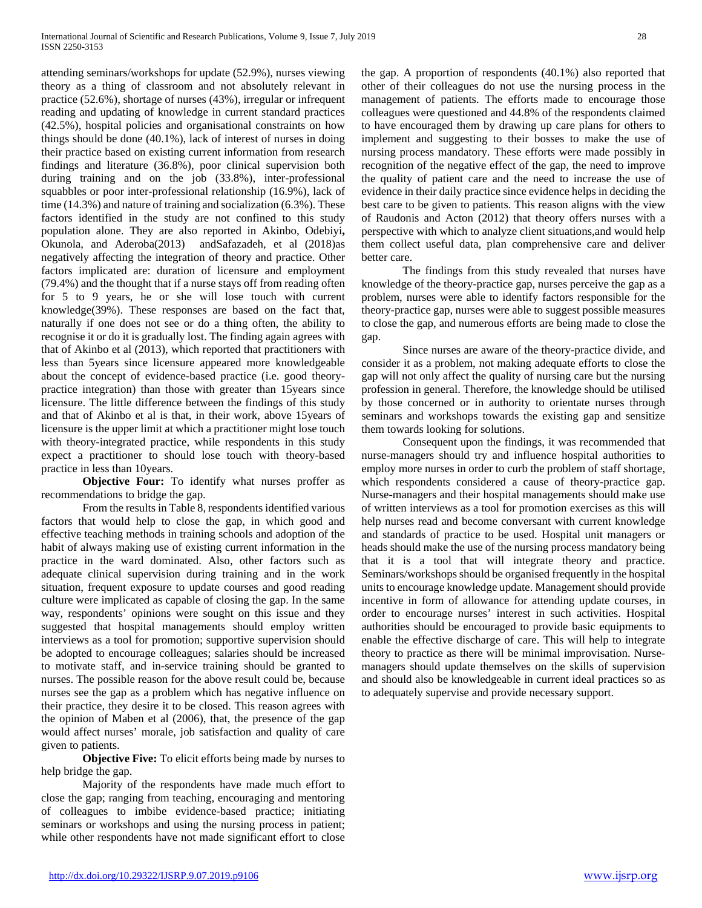attending seminars/workshops for update (52.9%), nurses viewing theory as a thing of classroom and not absolutely relevant in practice (52.6%), shortage of nurses (43%), irregular or infrequent reading and updating of knowledge in current standard practices (42.5%), hospital policies and organisational constraints on how things should be done (40.1%), lack of interest of nurses in doing their practice based on existing current information from research findings and literature (36.8%), poor clinical supervision both during training and on the job (33.8%), inter-professional squabbles or poor inter-professional relationship (16.9%), lack of time (14.3%) and nature of training and socialization (6.3%). These factors identified in the study are not confined to this study population alone. They are also reported in Akinbo, Odebiyi**,** Okunola, and Aderoba(2013) andSafazadeh, et al (2018)as negatively affecting the integration of theory and practice. Other factors implicated are: duration of licensure and employment (79.4%) and the thought that if a nurse stays off from reading often for 5 to 9 years, he or she will lose touch with current knowledge(39%). These responses are based on the fact that, naturally if one does not see or do a thing often, the ability to recognise it or do it is gradually lost. The finding again agrees with that of Akinbo et al (2013), which reported that practitioners with less than 5years since licensure appeared more knowledgeable about the concept of evidence-based practice (i.e. good theory-practice integration) than those with greater than 15years since licensure. The little difference between the findings of this study and that of Akinbo et al is that, in their work, above 15years of licensure is the upper limit at which a practitioner might lose touch with theory-integrated practice, while respondents in this study expect a practitioner to should lose touch with theory-based practice in less than 10years.

**Objective Four:** To identify what nurses proffer as recommendations to bridge the gap.

From the results in Table 8, respondents identified various factors that would help to close the gap, in which good and effective teaching methods in training schools and adoption of the habit of always making use of existing current information in the practice in the ward dominated. Also, other factors such as adequate clinical supervision during training and in the work situation, frequent exposure to update courses and good reading culture were implicated as capable of closing the gap. In the same way, respondents' opinions were sought on this issue and they suggested that hospital managements should employ written interviews as a tool for promotion; supportive supervision should be adopted to encourage colleagues; salaries should be increased to motivate staff, and in-service training should be granted to nurses. The possible reason for the above result could be, because nurses see the gap as a problem which has negative influence on their practice, they desire it to be closed. This reason agrees with the opinion of Maben et al (2006), that, the presence of the gap would affect nurses' morale, job satisfaction and quality of care given to patients.

**Objective Five:** To elicit efforts being made by nurses to help bridge the gap.

Majority of the respondents have made much effort to close the gap; ranging from teaching, encouraging and mentoring of colleagues to imbibe evidence-based practice; initiating seminars or workshops and using the nursing process in patient; while other respondents have not made significant effort to close the gap. A proportion of respondents (40.1%) also reported that other of their colleagues do not use the nursing process in the management of patients. The efforts made to encourage those colleagues were questioned and 44.8% of the respondents claimed to have encouraged them by drawing up care plans for others to implement and suggesting to their bosses to make the use of nursing process mandatory. These efforts were made possibly in recognition of the negative effect of the gap, the need to improve the quality of patient care and the need to increase the use of evidence in their daily practice since evidence helps in deciding the best care to be given to patients. This reason aligns with the view of Raudonis and Acton (2012) that theory offers nurses with a perspective with which to analyze client situations,and would help them collect useful data, plan comprehensive care and deliver better care.

The findings from this study revealed that nurses have knowledge of the theory-practice gap, nurses perceive the gap as a problem, nurses were able to identify factors responsible for the theory-practice gap, nurses were able to suggest possible measures to close the gap, and numerous efforts are being made to close the gap.

Since nurses are aware of the theory-practice divide, and consider it as a problem, not making adequate efforts to close the gap will not only affect the quality of nursing care but the nursing profession in general. Therefore, the knowledge should be utilised by those concerned or in authority to orientate nurses through seminars and workshops towards the existing gap and sensitize them towards looking for solutions.

Consequent upon the findings, it was recommended that nurse-managers should try and influence hospital authorities to employ more nurses in order to curb the problem of staff shortage, which respondents considered a cause of theory-practice gap. Nurse-managers and their hospital managements should make use of written interviews as a tool for promotion exercises as this will help nurses read and become conversant with current knowledge and standards of practice to be used. Hospital unit managers or heads should make the use of the nursing process mandatory being that it is a tool that will integrate theory and practice. Seminars/workshops should be organised frequently in the hospital units to encourage knowledge update. Management should provide incentive in form of allowance for attending update courses, in order to encourage nurses' interest in such activities. Hospital authorities should be encouraged to provide basic equipments to enable the effective discharge of care. This will help to integrate theory to practice as there will be minimal improvisation. Nurse-managers should update themselves on the skills of supervision and should also be knowledgeable in current ideal practices so as to adequately supervise and provide necessary support.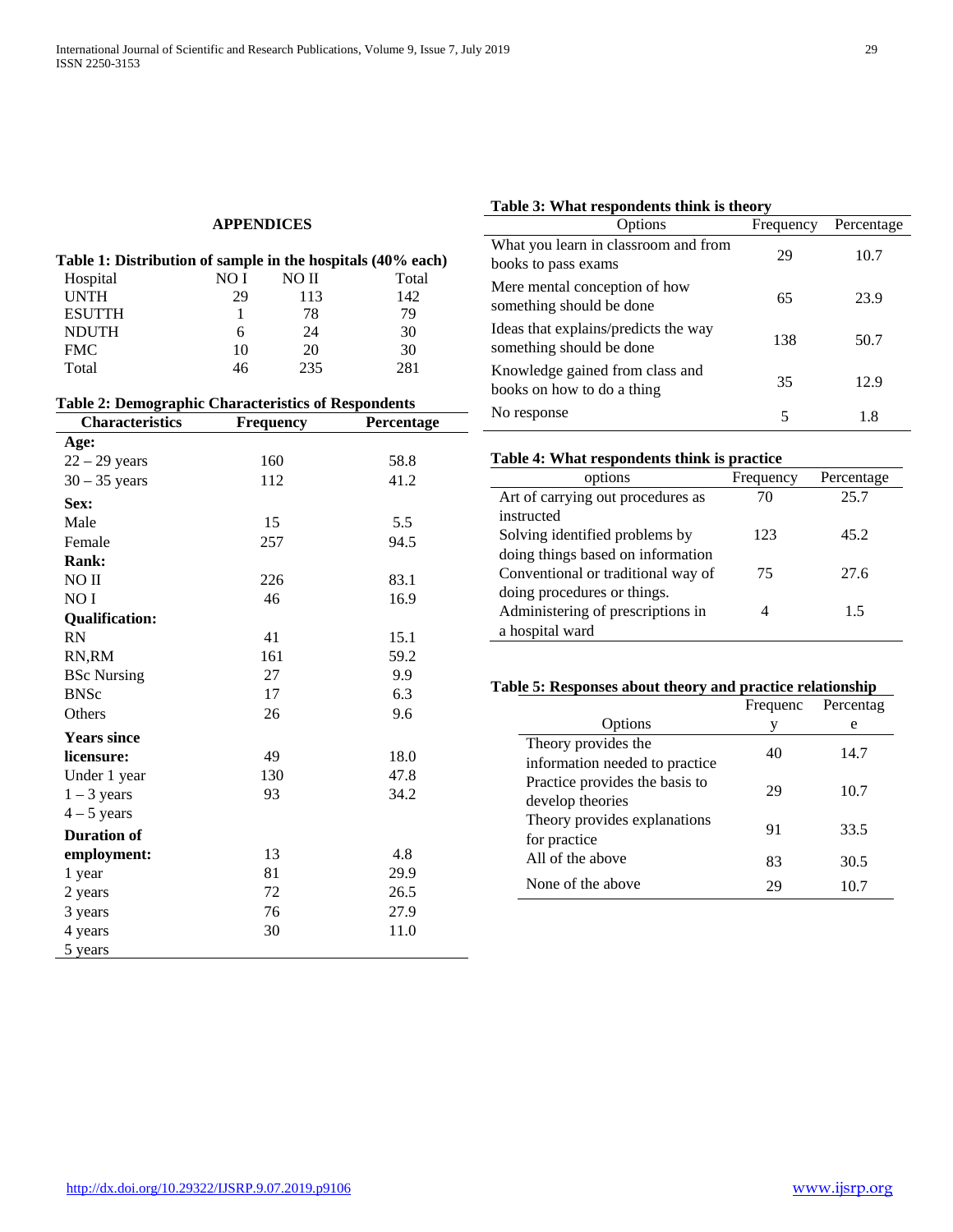## APPENDICES

**Table 1: Distribution of sample in the hospitals (40% each)**

| Hospital | NO I | NO II | Total |
|---|---|---|---|
| UNTH | 29 | 113 | 142 |
| ESUTTH | 1 | 78 | 79 |
| NDUTH | 6 | 24 | 30 |
| FMC | 10 | 20 | 30 |
| Total | 46 | 235 | 281 |

**Table 2: Demographic Characteristics of Respondents**

| Characteristics | Frequency | Percentage |
|---|---|---|
| **Age:** | | |
| 22 – 29 years | 160 | 58.8 |
| 30 – 35 years | 112 | 41.2 |
| **Sex:** | | |
| Male | 15 | 5.5 |
| Female | 257 | 94.5 |
| **Rank:** | | |
| NO II | 226 | 83.1 |
| NO I | 46 | 16.9 |
| **Qualification:** | | |
| RN | 41 | 15.1 |
| RN,RM | 161 | 59.2 |
| BSc Nursing | 27 | 9.9 |
| BNSc | 17 | 6.3 |
| Others | 26 | 9.6 |
| **Years since licensure:** | 49 | 18.0 |
| Under 1 year | 130 | 47.8 |
| 1 – 3 years | 93 | 34.2 |
| 4 – 5 years | | |
| **Duration of employment:** | 13 | 4.8 |
| 1 year | 81 | 29.9 |
| 2 years | 72 | 26.5 |
| 3 years | 76 | 27.9 |
| 4 years | 30 | 11.0 |
| 5 years | | |

**Table 3: What respondents think is theory**

| Options | Frequency | Percentage |
|---|---|---|
| What you learn in classroom and from books to pass exams | 29 | 10.7 |
| Mere mental conception of how something should be done | 65 | 23.9 |
| Ideas that explains/predicts the way something should be done | 138 | 50.7 |
| Knowledge gained from class and books on how to do a thing | 35 | 12.9 |
| No response | 5 | 1.8 |

**Table 4: What respondents think is practice**

| options | Frequency | Percentage |
|---|---|---|
| Art of carrying out procedures as instructed | 70 | 25.7 |
| Solving identified problems by doing things based on information | 123 | 45.2 |
| Conventional or traditional way of doing procedures or things. | 75 | 27.6 |
| Administering of prescriptions in a hospital ward | 4 | 1.5 |

**Table 5: Responses about theory and practice relationship**

| Options | Frequency | Percentage |
|---|---|---|
| Theory provides the information needed to practice | 40 | 14.7 |
| Practice provides the basis to develop theories | 29 | 10.7 |
| Theory provides explanations for practice | 91 | 33.5 |
| All of the above | 83 | 30.5 |
| None of the above | 29 | 10.7 |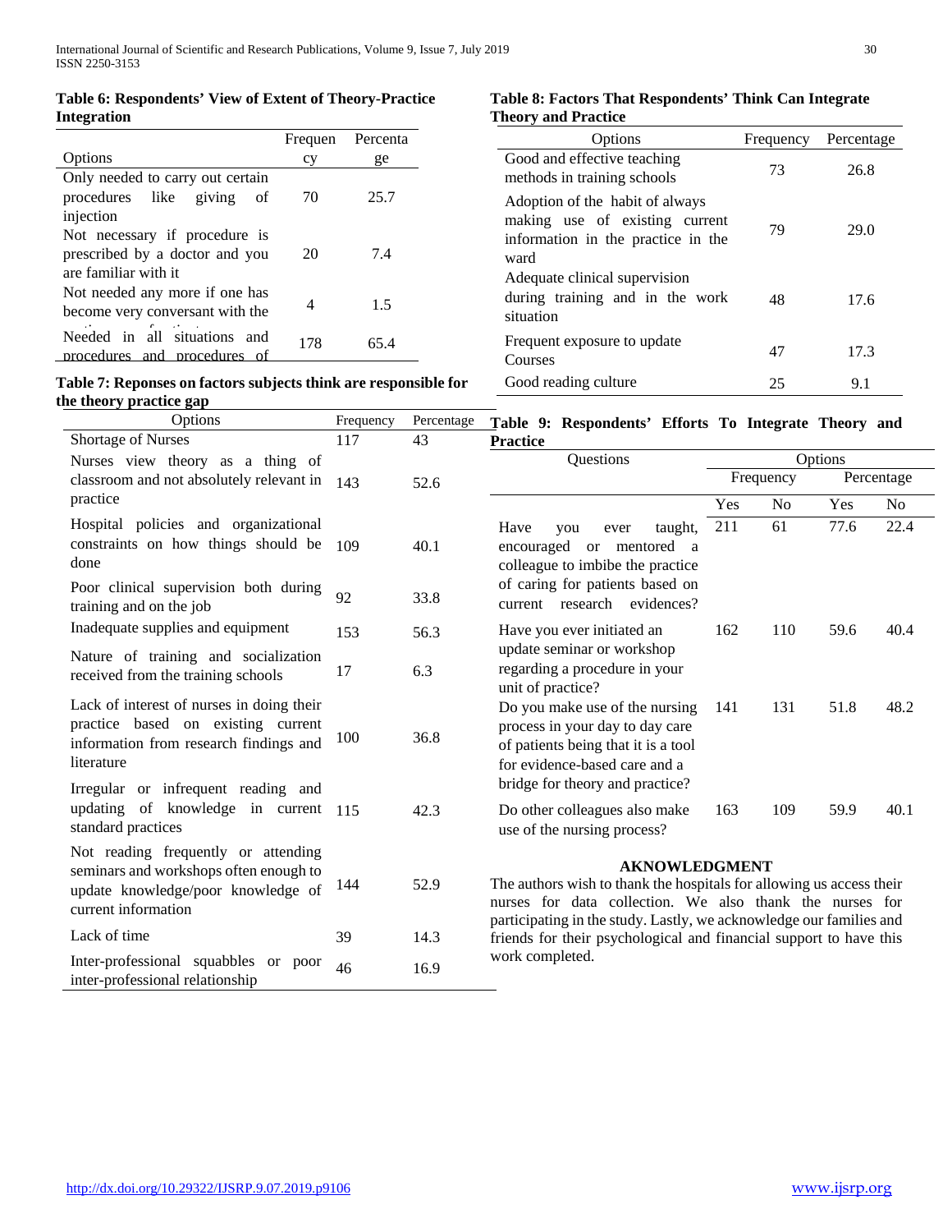**Table 6: Respondents' View of Extent of Theory-Practice Integration**

| Options | Frequency | Percentage |
|---|---|---|
| Only needed to carry out certain procedures like giving of injection | 70 | 25.7 |
| Not necessary if procedure is prescribed by a doctor and you are familiar with it | 20 | 7.4 |
| Not needed any more if one has become very conversant with the practice of nursing | 4 | 1.5 |
| Needed in all situations and procedures and procedures of | 178 | 65.4 |

**Table 7: Reponses on factors subjects think are responsible for the theory practice gap**

| Options | Frequency | Percentage |
|---|---|---|
| Shortage of Nurses | 117 | 43 |
| Nurses view theory as a thing of classroom and not absolutely relevant in practice | 143 | 52.6 |
| Hospital policies and organizational constraints on how things should be done | 109 | 40.1 |
| Poor clinical supervision both during training and on the job | 92 | 33.8 |
| Inadequate supplies and equipment | 153 | 56.3 |
| Nature of training and socialization received from the training schools | 17 | 6.3 |
| Lack of interest of nurses in doing their practice based on existing current information from research findings and literature | 100 | 36.8 |
| Irregular or infrequent reading and updating of knowledge in current standard practices | 115 | 42.3 |
| Not reading frequently or attending seminars and workshops often enough to update knowledge/poor knowledge of current information | 144 | 52.9 |
| Lack of time | 39 | 14.3 |
| Inter-professional squabbles or poor inter-professional relationship | 46 | 16.9 |

**Table 8: Factors That Respondents' Think Can Integrate Theory and Practice**

| Options | Frequency | Percentage |
|---|---|---|
| Good and effective teaching methods in training schools | 73 | 26.8 |
| Adoption of the habit of always making use of existing current information in the practice in the ward | 79 | 29.0 |
| Adequate clinical supervision during training and in the work situation | 48 | 17.6 |
| Frequent exposure to update Courses | 47 | 17.3 |
| Good reading culture | 25 | 9.1 |

**Table 9: Respondents' Efforts To Integrate Theory and Practice**

| Questions | Options | | | |
|---|---|---|---|---|
| | Frequency | | Percentage | |
| | Yes | No | Yes | No |
| Have you ever taught, encouraged or mentored a colleague to imbibe the practice of caring for patients based on current research evidences? | 211 | 61 | 77.6 | 22.4 |
| Have you ever initiated an update seminar or workshop regarding a procedure in your unit of practice? | 162 | 110 | 59.6 | 40.4 |
| Do you make use of the nursing process in your day to day care of patients being that it is a tool for evidence-based care and a bridge for theory and practice? | 141 | 131 | 51.8 | 48.2 |
| Do other colleagues also make use of the nursing process? | 163 | 109 | 59.9 | 40.1 |

## AKNOWLEDGMENT

The authors wish to thank the hospitals for allowing us access their nurses for data collection. We also thank the nurses for participating in the study. Lastly, we acknowledge our families and friends for their psychological and financial support to have this work completed.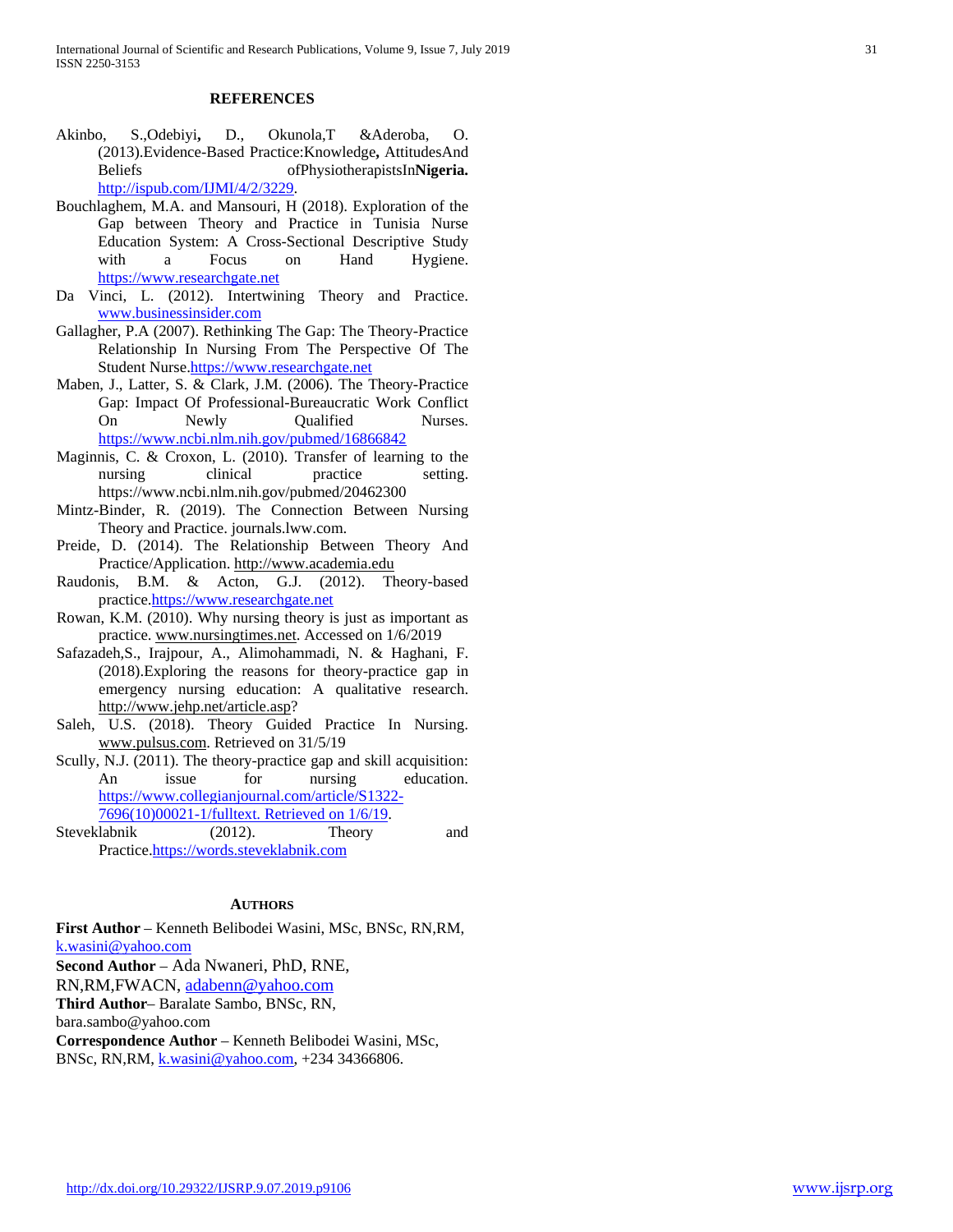## REFERENCES

Akinbo, S.,Odebiyi**,** D., Okunola,T &Aderoba, O. (2013).Evidence-Based Practice:Knowledge**,** AttitudesAnd Beliefs ofPhysiotherapistsIn**Nigeria.** http://ispub.com/IJMI/4/2/3229.

Bouchlaghem, M.A. and Mansouri, H (2018). Exploration of the Gap between Theory and Practice in Tunisia Nurse Education System: A Cross-Sectional Descriptive Study with a Focus on Hand Hygiene. https://www.researchgate.net

Da Vinci, L. (2012). Intertwining Theory and Practice. www.businessinsider.com

Gallagher, P.A (2007). Rethinking The Gap: The Theory-Practice Relationship In Nursing From The Perspective Of The Student Nurse.https://www.researchgate.net

Maben, J., Latter, S. & Clark, J.M. (2006). The Theory-Practice Gap: Impact Of Professional-Bureaucratic Work Conflict On Newly Qualified Nurses. https://www.ncbi.nlm.nih.gov/pubmed/16866842

Maginnis, C. & Croxon, L. (2010). Transfer of learning to the nursing clinical practice setting. https://www.ncbi.nlm.nih.gov/pubmed/20462300

Mintz-Binder, R. (2019). The Connection Between Nursing Theory and Practice. journals.lww.com.

Preide, D. (2014). The Relationship Between Theory And Practice/Application. http://www.academia.edu

Raudonis, B.M. & Acton, G.J. (2012). Theory-based practice.https://www.researchgate.net

Rowan, K.M. (2010). Why nursing theory is just as important as practice. www.nursingtimes.net. Accessed on 1/6/2019

Safazadeh,S., Irajpour, A., Alimohammadi, N. & Haghani, F. (2018).Exploring the reasons for theory-practice gap in emergency nursing education: A qualitative research. http://www.jehp.net/article.asp?

Saleh, U.S. (2018). Theory Guided Practice In Nursing. www.pulsus.com. Retrieved on 31/5/19

Scully, N.J. (2011). The theory-practice gap and skill acquisition: An issue for nursing education. https://www.collegianjournal.com/article/S1322-7696(10)00021-1/fulltext. Retrieved on 1/6/19.

Steveklabnik (2012). Theory and Practice.https://words.steveklabnik.com

## AUTHORS

**First Author** – Kenneth Belibodei Wasini, MSc, BNSc, RN,RM, k.wasini@yahoo.com

**Second Author** – Ada Nwaneri, PhD, RNE, RN,RM,FWACN, adabenn@yahoo.com

**Third Author**– Baralate Sambo, BNSc, RN, bara.sambo@yahoo.com

**Correspondence Author** – Kenneth Belibodei Wasini, MSc, BNSc, RN,RM, k.wasini@yahoo.com, +234 34366806.